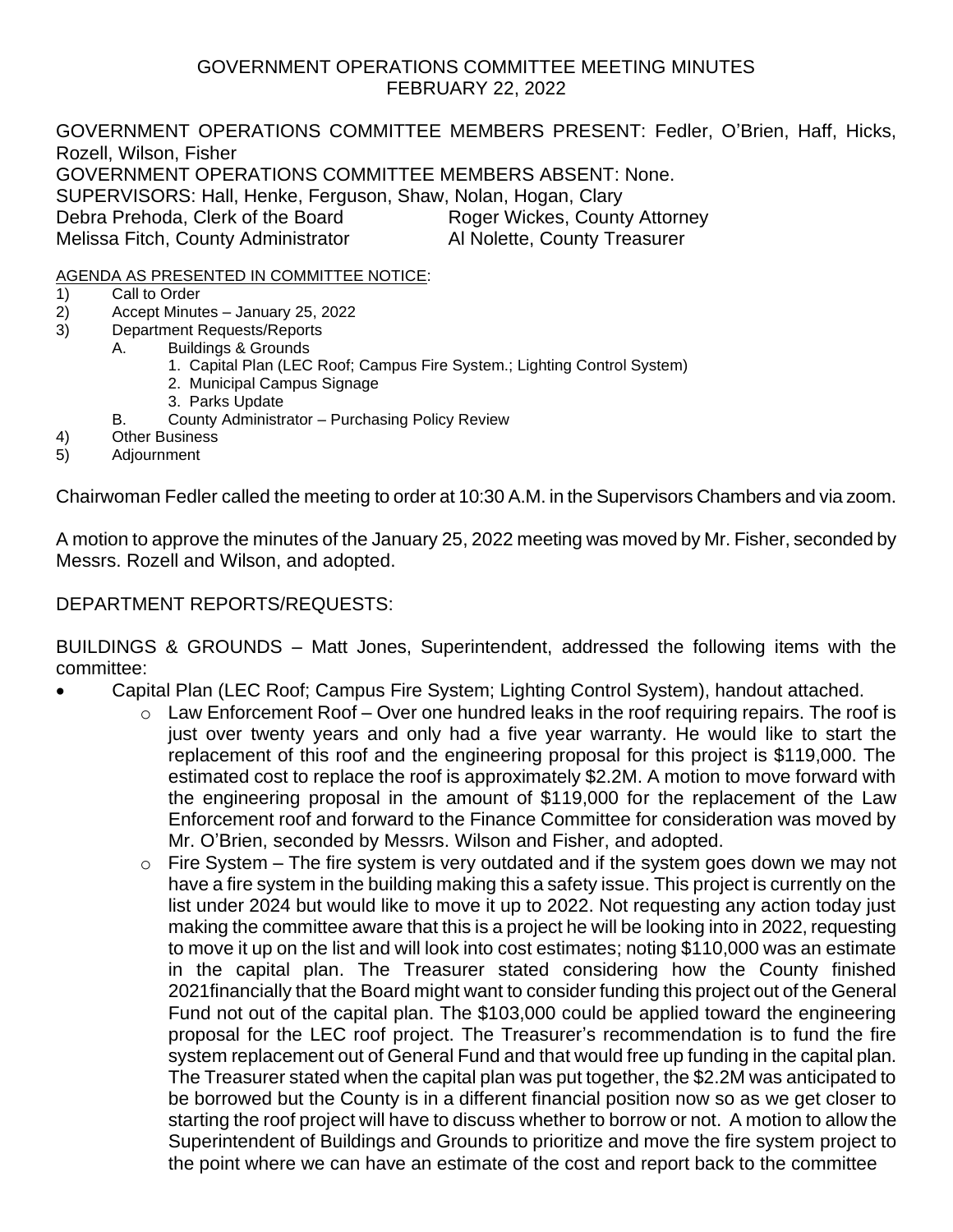# GOVERNMENT OPERATIONS COMMITTEE MEETING MINUTES
## FEBRUARY 22, 2022

GOVERNMENT OPERATIONS COMMITTEE MEMBERS PRESENT: Fedler, O'Brien, Haff, Hicks, Rozell, Wilson, Fisher
GOVERNMENT OPERATIONS COMMITTEE MEMBERS ABSENT: None.
SUPERVISORS: Hall, Henke, Ferguson, Shaw, Nolan, Hogan, Clary
Debra Prehoda, Clerk of the Board — Roger Wickes, County Attorney
Melissa Fitch, County Administrator — Al Nolette, County Treasurer

AGENDA AS PRESENTED IN COMMITTEE NOTICE:

1) Call to Order
2) Accept Minutes – January 25, 2022
3) Department Requests/Reports
   - A. Buildings & Grounds
     1. Capital Plan (LEC Roof; Campus Fire System.; Lighting Control System)
     2. Municipal Campus Signage
     3. Parks Update
   - B. County Administrator – Purchasing Policy Review
4) Other Business
5) Adjournment

Chairwoman Fedler called the meeting to order at 10:30 A.M. in the Supervisors Chambers and via zoom.

A motion to approve the minutes of the January 25, 2022 meeting was moved by Mr. Fisher, seconded by Messrs. Rozell and Wilson, and adopted.

DEPARTMENT REPORTS/REQUESTS:

BUILDINGS & GROUNDS – Matt Jones, Superintendent, addressed the following items with the committee:

- Capital Plan (LEC Roof; Campus Fire System; Lighting Control System), handout attached.
  - Law Enforcement Roof – Over one hundred leaks in the roof requiring repairs. The roof is just over twenty years and only had a five year warranty. He would like to start the replacement of this roof and the engineering proposal for this project is $119,000. The estimated cost to replace the roof is approximately $2.2M. A motion to move forward with the engineering proposal in the amount of $119,000 for the replacement of the Law Enforcement roof and forward to the Finance Committee for consideration was moved by Mr. O'Brien, seconded by Messrs. Wilson and Fisher, and adopted.
  - Fire System – The fire system is very outdated and if the system goes down we may not have a fire system in the building making this a safety issue. This project is currently on the list under 2024 but would like to move it up to 2022. Not requesting any action today just making the committee aware that this is a project he will be looking into in 2022, requesting to move it up on the list and will look into cost estimates; noting $110,000 was an estimate in the capital plan. The Treasurer stated considering how the County finished 2021financially that the Board might want to consider funding this project out of the General Fund not out of the capital plan. The $103,000 could be applied toward the engineering proposal for the LEC roof project. The Treasurer's recommendation is to fund the fire system replacement out of General Fund and that would free up funding in the capital plan. The Treasurer stated when the capital plan was put together, the $2.2M was anticipated to be borrowed but the County is in a different financial position now so as we get closer to starting the roof project will have to discuss whether to borrow or not. A motion to allow the Superintendent of Buildings and Grounds to prioritize and move the fire system project to the point where we can have an estimate of the cost and report back to the committee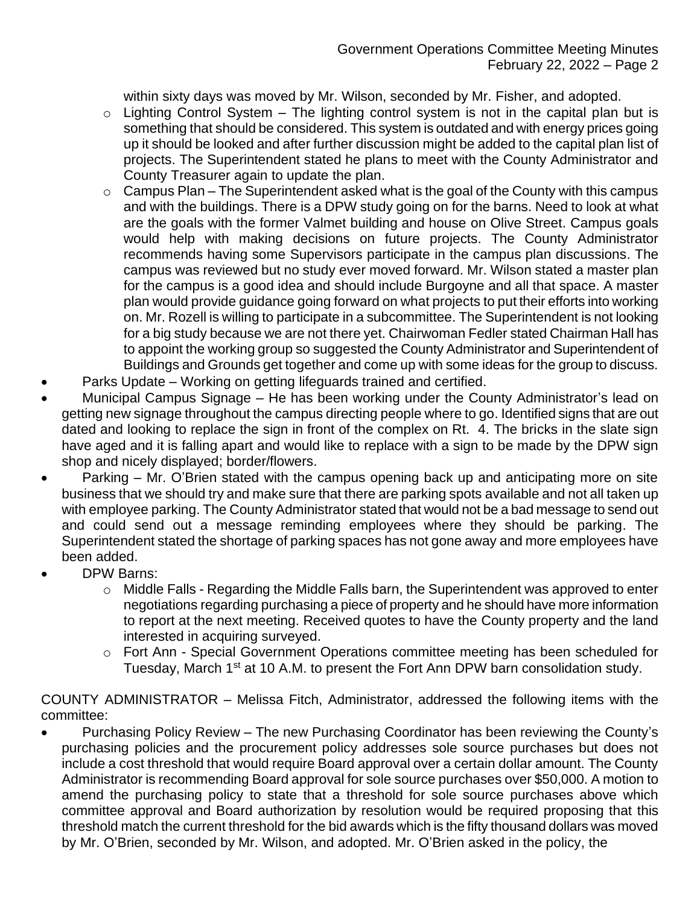within sixty days was moved by Mr. Wilson, seconded by Mr. Fisher, and adopted.

- Lighting Control System – The lighting control system is not in the capital plan but is something that should be considered. This system is outdated and with energy prices going up it should be looked and after further discussion might be added to the capital plan list of projects. The Superintendent stated he plans to meet with the County Administrator and County Treasurer again to update the plan.
- Campus Plan – The Superintendent asked what is the goal of the County with this campus and with the buildings. There is a DPW study going on for the barns. Need to look at what are the goals with the former Valmet building and house on Olive Street. Campus goals would help with making decisions on future projects. The County Administrator recommends having some Supervisors participate in the campus plan discussions. The campus was reviewed but no study ever moved forward. Mr. Wilson stated a master plan for the campus is a good idea and should include Burgoyne and all that space. A master plan would provide guidance going forward on what projects to put their efforts into working on. Mr. Rozell is willing to participate in a subcommittee. The Superintendent is not looking for a big study because we are not there yet. Chairwoman Fedler stated Chairman Hall has to appoint the working group so suggested the County Administrator and Superintendent of Buildings and Grounds get together and come up with some ideas for the group to discuss.

- Parks Update – Working on getting lifeguards trained and certified.
- Municipal Campus Signage – He has been working under the County Administrator's lead on getting new signage throughout the campus directing people where to go. Identified signs that are out dated and looking to replace the sign in front of the complex on Rt. 4. The bricks in the slate sign have aged and it is falling apart and would like to replace with a sign to be made by the DPW sign shop and nicely displayed; border/flowers.
- Parking – Mr. O'Brien stated with the campus opening back up and anticipating more on site business that we should try and make sure that there are parking spots available and not all taken up with employee parking. The County Administrator stated that would not be a bad message to send out and could send out a message reminding employees where they should be parking. The Superintendent stated the shortage of parking spaces has not gone away and more employees have been added.
- DPW Barns:
  - Middle Falls - Regarding the Middle Falls barn, the Superintendent was approved to enter negotiations regarding purchasing a piece of property and he should have more information to report at the next meeting. Received quotes to have the County property and the land interested in acquiring surveyed.
  - Fort Ann - Special Government Operations committee meeting has been scheduled for Tuesday, March 1st at 10 A.M. to present the Fort Ann DPW barn consolidation study.

COUNTY ADMINISTRATOR – Melissa Fitch, Administrator, addressed the following items with the committee:

- Purchasing Policy Review – The new Purchasing Coordinator has been reviewing the County's purchasing policies and the procurement policy addresses sole source purchases but does not include a cost threshold that would require Board approval over a certain dollar amount. The County Administrator is recommending Board approval for sole source purchases over $50,000. A motion to amend the purchasing policy to state that a threshold for sole source purchases above which committee approval and Board authorization by resolution would be required proposing that this threshold match the current threshold for the bid awards which is the fifty thousand dollars was moved by Mr. O'Brien, seconded by Mr. Wilson, and adopted. Mr. O'Brien asked in the policy, the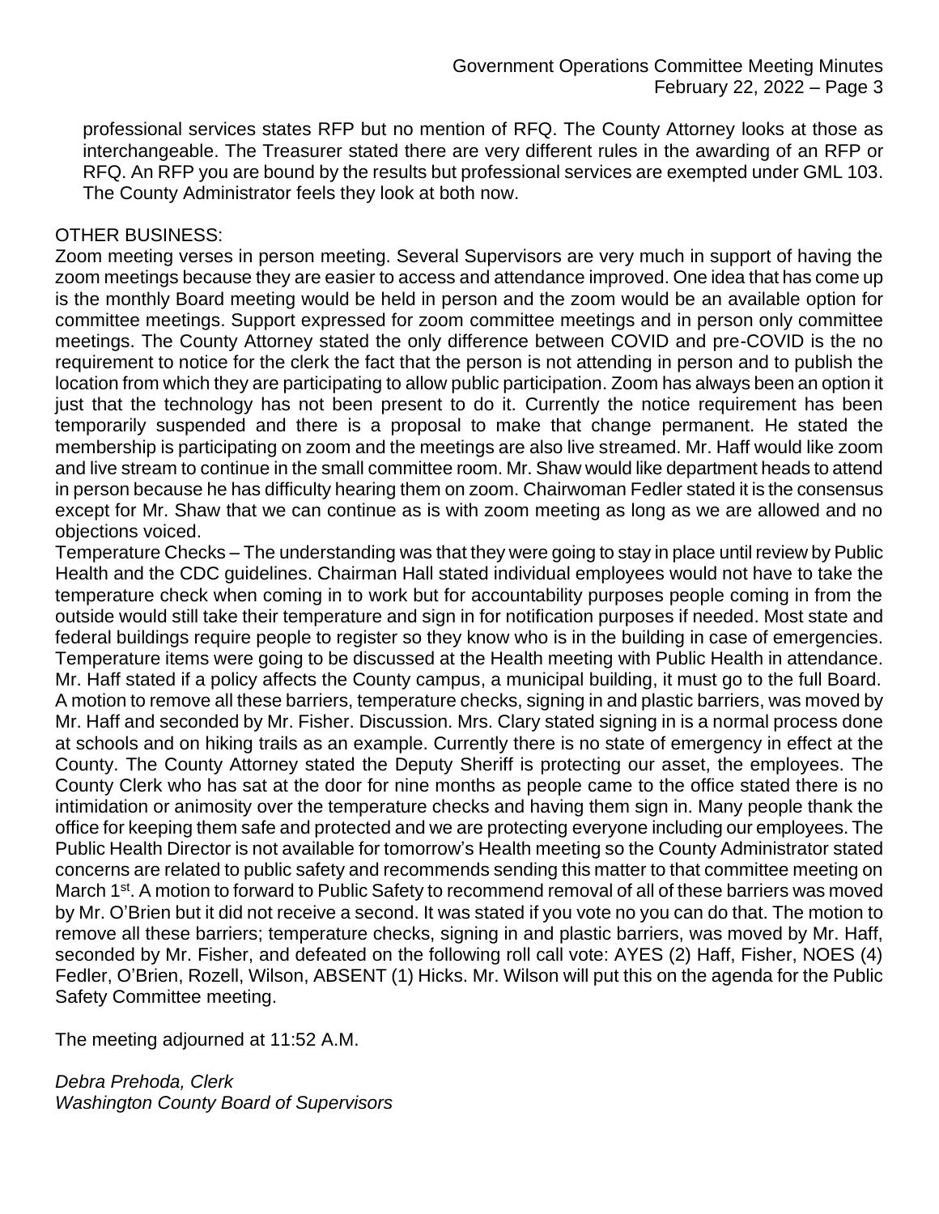professional services states RFP but no mention of RFQ. The County Attorney looks at those as interchangeable. The Treasurer stated there are very different rules in the awarding of an RFP or RFQ. An RFP you are bound by the results but professional services are exempted under GML 103. The County Administrator feels they look at both now.

OTHER BUSINESS:

Zoom meeting verses in person meeting. Several Supervisors are very much in support of having the zoom meetings because they are easier to access and attendance improved. One idea that has come up is the monthly Board meeting would be held in person and the zoom would be an available option for committee meetings. Support expressed for zoom committee meetings and in person only committee meetings. The County Attorney stated the only difference between COVID and pre-COVID is the no requirement to notice for the clerk the fact that the person is not attending in person and to publish the location from which they are participating to allow public participation. Zoom has always been an option it just that the technology has not been present to do it. Currently the notice requirement has been temporarily suspended and there is a proposal to make that change permanent. He stated the membership is participating on zoom and the meetings are also live streamed. Mr. Haff would like zoom and live stream to continue in the small committee room. Mr. Shaw would like department heads to attend in person because he has difficulty hearing them on zoom. Chairwoman Fedler stated it is the consensus except for Mr. Shaw that we can continue as is with zoom meeting as long as we are allowed and no objections voiced.

Temperature Checks – The understanding was that they were going to stay in place until review by Public Health and the CDC guidelines. Chairman Hall stated individual employees would not have to take the temperature check when coming in to work but for accountability purposes people coming in from the outside would still take their temperature and sign in for notification purposes if needed. Most state and federal buildings require people to register so they know who is in the building in case of emergencies. Temperature items were going to be discussed at the Health meeting with Public Health in attendance. Mr. Haff stated if a policy affects the County campus, a municipal building, it must go to the full Board. A motion to remove all these barriers, temperature checks, signing in and plastic barriers, was moved by Mr. Haff and seconded by Mr. Fisher. Discussion. Mrs. Clary stated signing in is a normal process done at schools and on hiking trails as an example. Currently there is no state of emergency in effect at the County. The County Attorney stated the Deputy Sheriff is protecting our asset, the employees. The County Clerk who has sat at the door for nine months as people came to the office stated there is no intimidation or animosity over the temperature checks and having them sign in. Many people thank the office for keeping them safe and protected and we are protecting everyone including our employees. The Public Health Director is not available for tomorrow's Health meeting so the County Administrator stated concerns are related to public safety and recommends sending this matter to that committee meeting on March 1st. A motion to forward to Public Safety to recommend removal of all of these barriers was moved by Mr. O'Brien but it did not receive a second. It was stated if you vote no you can do that. The motion to remove all these barriers; temperature checks, signing in and plastic barriers, was moved by Mr. Haff, seconded by Mr. Fisher, and defeated on the following roll call vote: AYES (2) Haff, Fisher, NOES (4) Fedler, O'Brien, Rozell, Wilson, ABSENT (1) Hicks. Mr. Wilson will put this on the agenda for the Public Safety Committee meeting.

The meeting adjourned at 11:52 A.M.

*Debra Prehoda, Clerk*
*Washington County Board of Supervisors*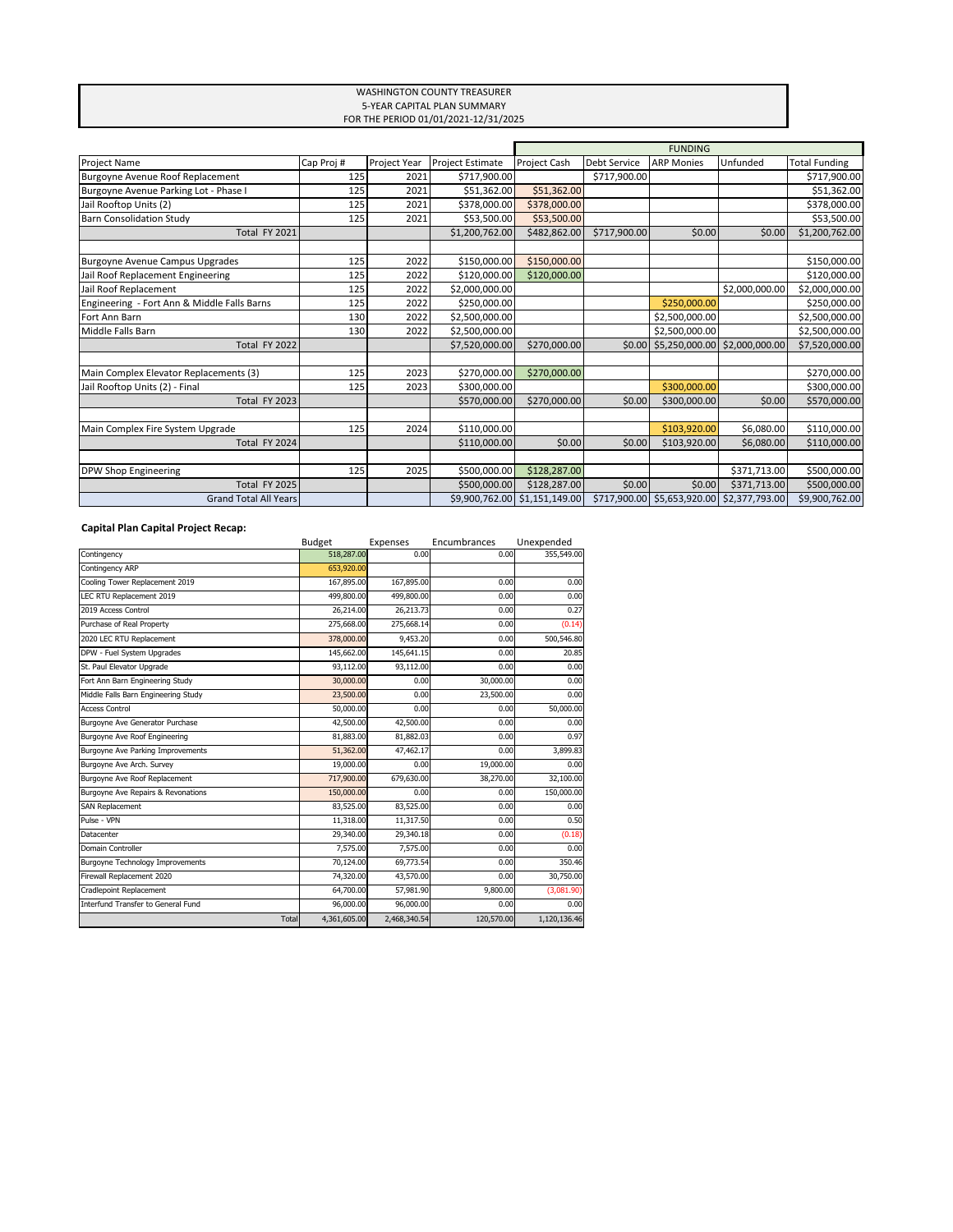WASHINGTON COUNTY TREASURER
5-YEAR CAPITAL PLAN SUMMARY
FOR THE PERIOD 01/01/2021-12/31/2025

| Project Name | Cap Proj # | Project Year | Project Estimate | FUNDING | | | | |
|---|---|---|---|---|---|---|---|---|
| | | | | Project Cash | Debt Service | ARP Monies | Unfunded | Total Funding |
| Burgoyne Avenue Roof Replacement | 125 | 2021 | $717,900.00 | | $717,900.00 | | | $717,900.00 |
| Burgoyne Avenue Parking Lot - Phase I | 125 | 2021 | $51,362.00 | $51,362.00 | | | | $51,362.00 |
| Jail Rooftop Units (2) | 125 | 2021 | $378,000.00 | $378,000.00 | | | | $378,000.00 |
| Barn Consolidation Study | 125 | 2021 | $53,500.00 | $53,500.00 | | | | $53,500.00 |
| Total FY 2021 | | | $1,200,762.00 | $482,862.00 | $717,900.00 | $0.00 | $0.00 | $1,200,762.00 |
| | | | | | | | | |
| Burgoyne Avenue Campus Upgrades | 125 | 2022 | $150,000.00 | $150,000.00 | | | | $150,000.00 |
| Jail Roof Replacement Engineering | 125 | 2022 | $120,000.00 | $120,000.00 | | | | $120,000.00 |
| Jail Roof Replacement | 125 | 2022 | $2,000,000.00 | | | | $2,000,000.00 | $2,000,000.00 |
| Engineering - Fort Ann & Middle Falls Barns | 125 | 2022 | $250,000.00 | | | $250,000.00 | | $250,000.00 |
| Fort Ann Barn | 130 | 2022 | $2,500,000.00 | | | $2,500,000.00 | | $2,500,000.00 |
| Middle Falls Barn | 130 | 2022 | $2,500,000.00 | | | $2,500,000.00 | | $2,500,000.00 |
| Total FY 2022 | | | $7,520,000.00 | $270,000.00 | $0.00 | $5,250,000.00 | $2,000,000.00 | $7,520,000.00 |
| | | | | | | | | |
| Main Complex Elevator Replacements (3) | 125 | 2023 | $270,000.00 | $270,000.00 | | | | $270,000.00 |
| Jail Rooftop Units (2) - Final | 125 | 2023 | $300,000.00 | | | $300,000.00 | | $300,000.00 |
| Total FY 2023 | | | $570,000.00 | $270,000.00 | $0.00 | $300,000.00 | $0.00 | $570,000.00 |
| | | | | | | | | |
| Main Complex Fire System Upgrade | 125 | 2024 | $110,000.00 | | | $103,920.00 | $6,080.00 | $110,000.00 |
| Total FY 2024 | | | $110,000.00 | $0.00 | $0.00 | $103,920.00 | $6,080.00 | $110,000.00 |
| | | | | | | | | |
| DPW Shop Engineering | 125 | 2025 | $500,000.00 | $128,287.00 | | | $371,713.00 | $500,000.00 |
| Total FY 2025 | | | $500,000.00 | $128,287.00 | $0.00 | $0.00 | $371,713.00 | $500,000.00 |
| Grand Total All Years | | | $9,900,762.00 | $1,151,149.00 | $717,900.00 | $5,653,920.00 | $2,377,793.00 | $9,900,762.00 |

**Capital Plan Capital Project Recap:**

| | Budget | Expenses | Encumbrances | Unexpended |
|---|---|---|---|---|
| Contingency | 518,287.00 | 0.00 | 0.00 | 355,549.00 |
| Contingency ARP | 653,920.00 | | | |
| Cooling Tower Replacement 2019 | 167,895.00 | 167,895.00 | 0.00 | 0.00 |
| LEC RTU Replacement 2019 | 499,800.00 | 499,800.00 | 0.00 | 0.00 |
| 2019 Access Control | 26,214.00 | 26,213.73 | 0.00 | 0.27 |
| Purchase of Real Property | 275,668.00 | 275,668.14 | 0.00 | (0.14) |
| 2020 LEC RTU Replacement | 378,000.00 | 9,453.20 | 0.00 | 500,546.80 |
| DPW - Fuel System Upgrades | 145,662.00 | 145,641.15 | 0.00 | 20.85 |
| St. Paul Elevator Upgrade | 93,112.00 | 93,112.00 | 0.00 | 0.00 |
| Fort Ann Barn Engineering Study | 30,000.00 | 0.00 | 30,000.00 | 0.00 |
| Middle Falls Barn Engineering Study | 23,500.00 | 0.00 | 23,500.00 | 0.00 |
| Access Control | 50,000.00 | 0.00 | 0.00 | 50,000.00 |
| Burgoyne Ave Generator Purchase | 42,500.00 | 42,500.00 | 0.00 | 0.00 |
| Burgoyne Ave Roof Engineering | 81,883.00 | 81,882.03 | 0.00 | 0.97 |
| Burgoyne Ave Parking Improvements | 51,362.00 | 47,462.17 | 0.00 | 3,899.83 |
| Burgoyne Ave Arch. Survey | 19,000.00 | 0.00 | 19,000.00 | 0.00 |
| Burgoyne Ave Roof Replacement | 717,900.00 | 679,630.00 | 38,270.00 | 32,100.00 |
| Burgoyne Ave Repairs & Revonations | 150,000.00 | 0.00 | 0.00 | 150,000.00 |
| SAN Replacement | 83,525.00 | 83,525.00 | 0.00 | 0.00 |
| Pulse - VPN | 11,318.00 | 11,317.50 | 0.00 | 0.50 |
| Datacenter | 29,340.00 | 29,340.18 | 0.00 | (0.18) |
| Domain Controller | 7,575.00 | 7,575.00 | 0.00 | 0.00 |
| Burgoyne Technology Improvements | 70,124.00 | 69,773.54 | 0.00 | 350.46 |
| Firewall Replacement 2020 | 74,320.00 | 43,570.00 | 0.00 | 30,750.00 |
| Cradlepoint Replacement | 64,700.00 | 57,981.90 | 9,800.00 | (3,081.90) |
| Interfund Transfer to General Fund | 96,000.00 | 96,000.00 | 0.00 | 0.00 |
| Total | 4,361,605.00 | 2,468,340.54 | 120,570.00 | 1,120,136.46 |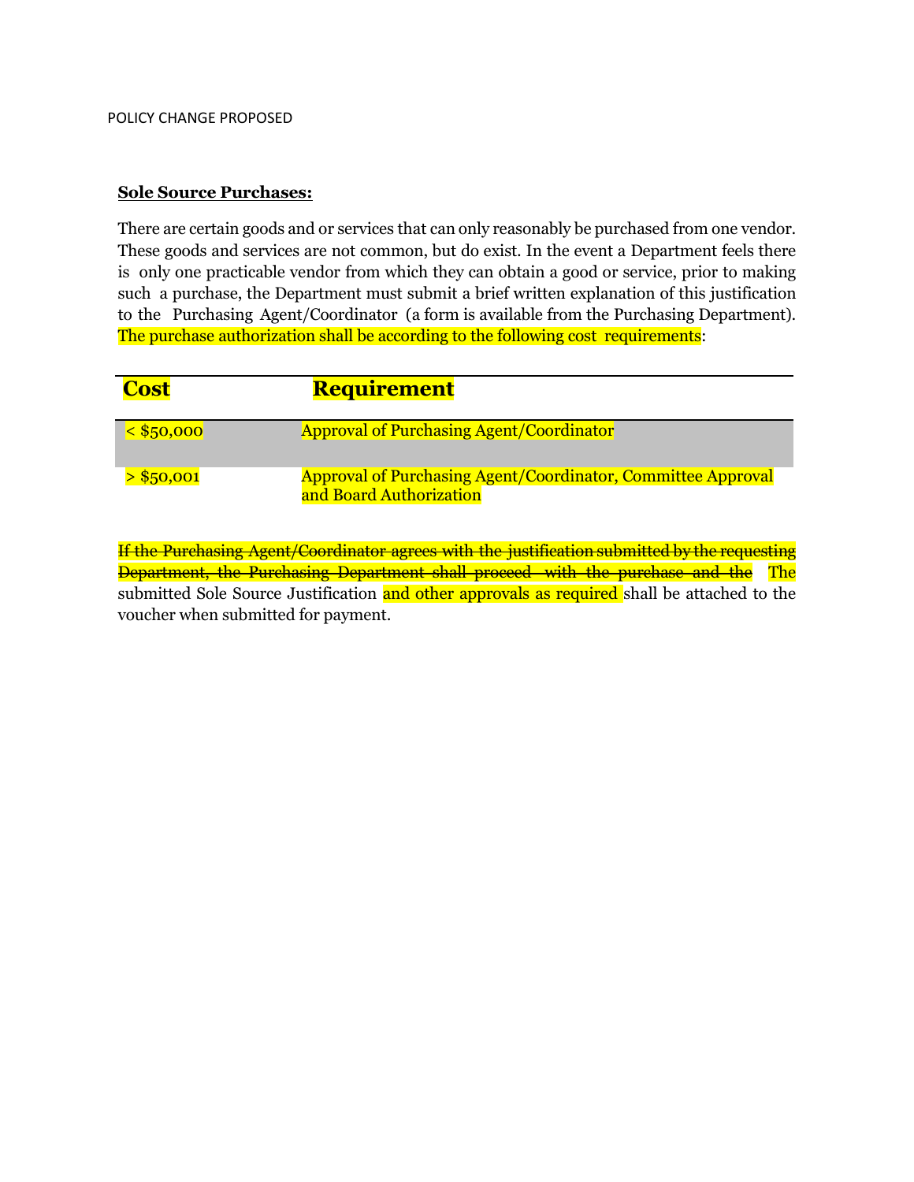POLICY CHANGE PROPOSED

**Sole Source Purchases:**

There are certain goods and or services that can only reasonably be purchased from one vendor. These goods and services are not common, but do exist. In the event a Department feels there is only one practicable vendor from which they can obtain a good or service, prior to making such a purchase, the Department must submit a brief written explanation of this justification to the Purchasing Agent/Coordinator (a form is available from the Purchasing Department). The purchase authorization shall be according to the following cost requirements:

| Cost | Requirement |
|---|---|
| < $50,000 | Approval of Purchasing Agent/Coordinator |
| > $50,001 | Approval of Purchasing Agent/Coordinator, Committee Approval and Board Authorization |

~~If the Purchasing Agent/Coordinator agrees with the justification submitted by the requesting Department, the Purchasing Department shall proceed with the purchase and the~~ The submitted Sole Source Justification and other approvals as required shall be attached to the voucher when submitted for payment.